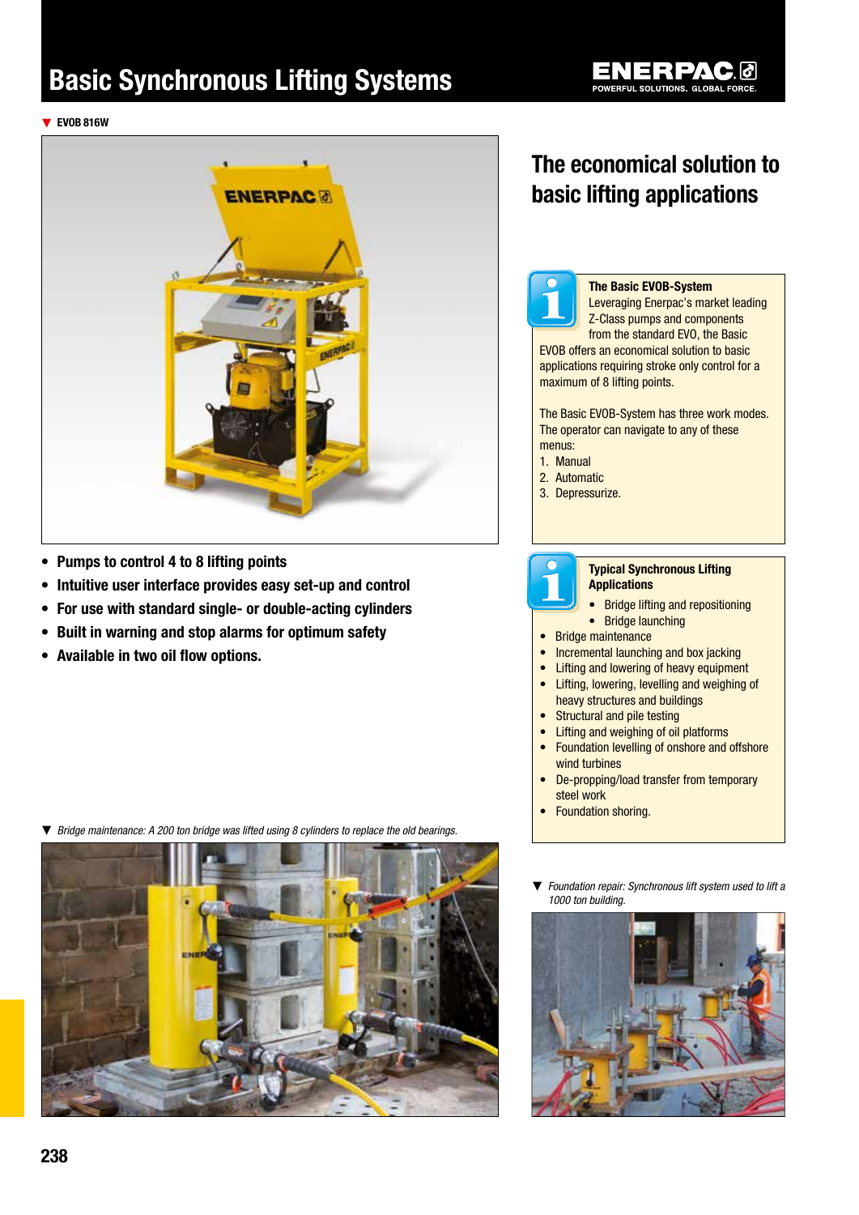# Basic Synchronous Lifting Systems

▼ EVOB 816W

- Pumps to control 4 to 8 lifting points
- Intuitive user interface provides easy set-up and control
- For use with standard single- or double-acting cylinders
- Built in warning and stop alarms for optimum safety
- Available in two oil flow options.

▼ *Bridge maintenance: A 200 ton bridge was lifted using 8 cylinders to replace the old bearings.*

## The economical solution to basic lifting applications

**The Basic EVOB-System**

Leveraging Enerpac's market leading Z-Class pumps and components from the standard EVO, the Basic EVOB offers an economical solution to basic applications requiring stroke only control for a maximum of 8 lifting points.

The Basic EVOB-System has three work modes. The operator can navigate to any of these menus:

1. Manual
2. Automatic
3. Depressurize.

**Typical Synchronous Lifting Applications**

- Bridge lifting and repositioning
- Bridge launching
- Bridge maintenance
- Incremental launching and box jacking
- Lifting and lowering of heavy equipment
- Lifting, lowering, levelling and weighing of heavy structures and buildings
- Structural and pile testing
- Lifting and weighing of oil platforms
- Foundation levelling of onshore and offshore wind turbines
- De-propping/load transfer from temporary steel work
- Foundation shoring.

▼ *Foundation repair: Synchronous lift system used to lift a 1000 ton building.*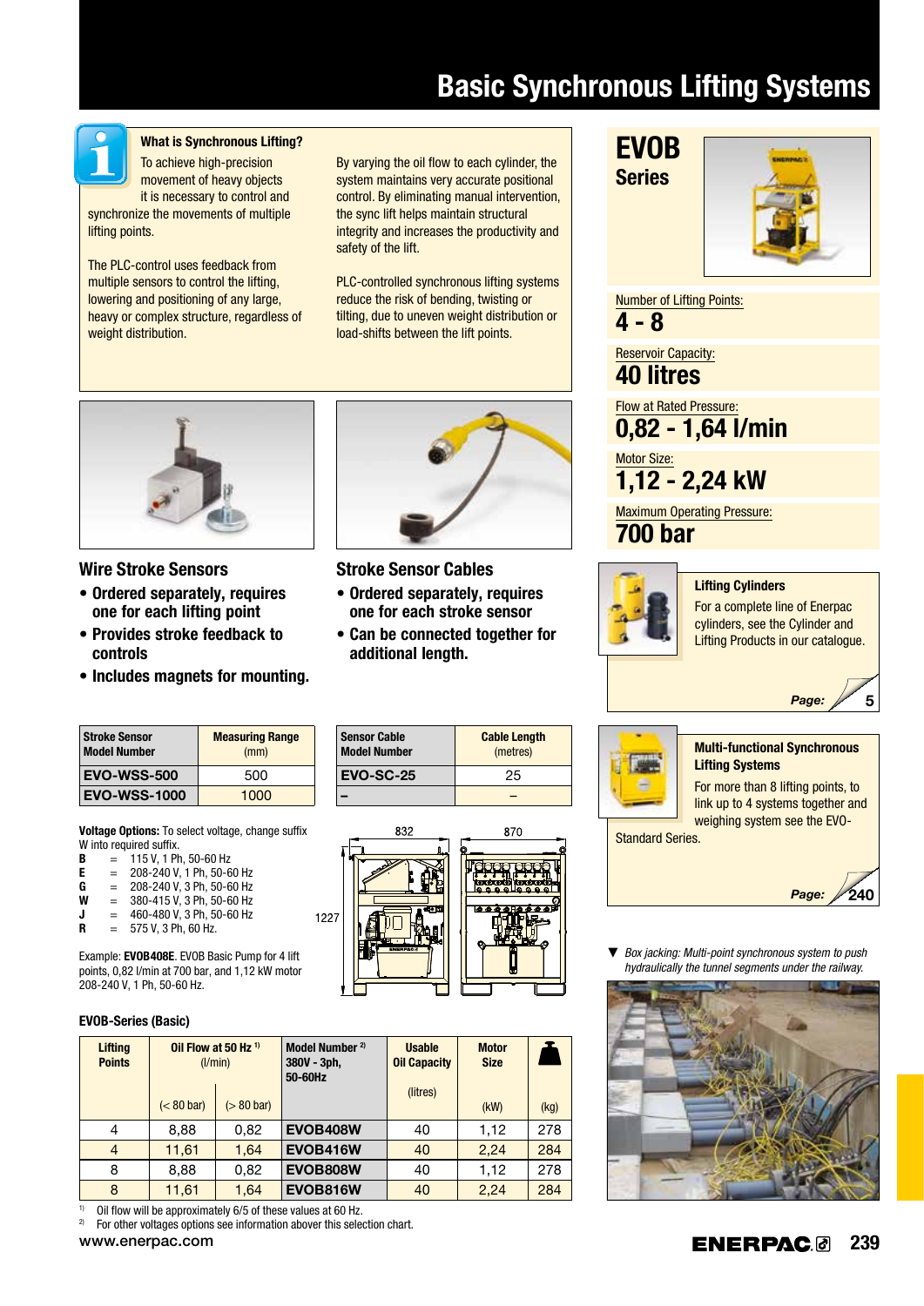# Basic Synchronous Lifting Systems

### What is Synchronous Lifting?

To achieve high-precision movement of heavy objects it is necessary to control and synchronize the movements of multiple lifting points.

The PLC-control uses feedback from multiple sensors to control the lifting, lowering and positioning of any large, heavy or complex structure, regardless of weight distribution.

By varying the oil flow to each cylinder, the system maintains very accurate positional control. By eliminating manual intervention, the sync lift helps maintain structural integrity and increases the productivity and safety of the lift.

PLC-controlled synchronous lifting systems reduce the risk of bending, twisting or tilting, due to uneven weight distribution or load-shifts between the lift points.

# EVOB Series

Number of Lifting Points:
**4 - 8**

Reservoir Capacity:
**40 litres**

Flow at Rated Pressure:
**0,82 - 1,64 l/min**

Motor Size:
**1,12 - 2,24 kW**

Maximum Operating Pressure:
**700 bar**

## Wire Stroke Sensors

- **Ordered separately, requires one for each lifting point**
- **Provides stroke feedback to controls**
- **Includes magnets for mounting.**

| Stroke Sensor Model Number | Measuring Range (mm) |
|---|---|
| **EVO-WSS-500** | 500 |
| **EVO-WSS-1000** | 1000 |

## Stroke Sensor Cables

- **Ordered separately, requires one for each stroke sensor**
- **Can be connected together for additional length.**

| Sensor Cable Model Number | Cable Length (metres) |
|---|---|
| **EVO-SC-25** | 25 |
| – | – |

**Voltage Options:** To select voltage, change suffix W into required suffix.

- **B** = 115 V, 1 Ph, 50-60 Hz
- **E** = 208-240 V, 1 Ph, 50-60 Hz
- **G** = 208-240 V, 3 Ph, 50-60 Hz
- **W** = 380-415 V, 3 Ph, 50-60 Hz
- **J** = 460-480 V, 3 Ph, 50-60 Hz
- **R** = 575 V, 3 Ph, 60 Hz.

Example: **EVOB408E**. EVOB Basic Pump for 4 lift points, 0,82 l/min at 700 bar, and 1,12 kW motor 208-240 V, 1 Ph, 50-60 Hz.

832 870 1227

### EVOB-Series (Basic)

| Lifting Points | Oil Flow at 50 Hz [1] (l/min) | | Model Number [2] 380V - 3ph, 50-60Hz | Usable Oil Capacity (litres) | Motor Size (kW) | Weight (kg) |
|---|---|---|---|---|---|---|
| | (< 80 bar) | (> 80 bar) | | | | |
| 4 | 8,88 | 0,82 | **EVOB408W** | 40 | 1,12 | 278 |
| 4 | 11,61 | 1,64 | **EVOB416W** | 40 | 2,24 | 284 |
| 8 | 8,88 | 0,82 | **EVOB808W** | 40 | 1,12 | 278 |
| 8 | 11,61 | 1,64 | **EVOB816W** | 40 | 2,24 | 284 |

[1] Oil flow will be approximately 6/5 of these values at 60 Hz.
[2] For other voltages options see information above this selection chart.

**Lifting Cylinders**

For a complete line of Enerpac cylinders, see the Cylinder and Lifting Products in our catalogue.

***Page:*** 5

**Multi-functional Synchronous Lifting Systems**

For more than 8 lifting points, to link up to 4 systems together and weighing system see the EVO-Standard Series.

***Page:*** 240

▼ *Box jacking: Multi-point synchronous system to push hydraulically the tunnel segments under the railway.*

www.enerpac.com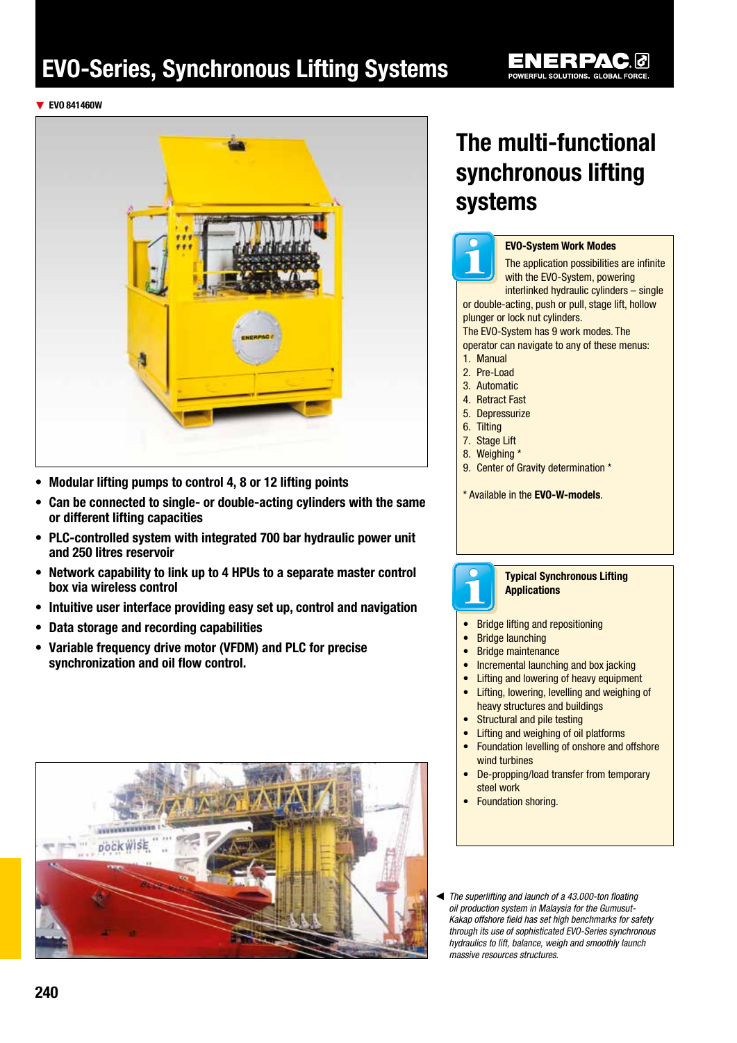# EVO-Series, Synchronous Lifting Systems

EVO 841460W

- **Modular lifting pumps to control 4, 8 or 12 lifting points**
- **Can be connected to single- or double-acting cylinders with the same or different lifting capacities**
- **PLC-controlled system with integrated 700 bar hydraulic power unit and 250 litres reservoir**
- **Network capability to link up to 4 HPUs to a separate master control box via wireless control**
- **Intuitive user interface providing easy set up, control and navigation**
- **Data storage and recording capabilities**
- **Variable frequency drive motor (VFDM) and PLC for precise synchronization and oil flow control.**

## The multi-functional synchronous lifting systems

### EVO-System Work Modes

The application possibilities are infinite with the EVO-System, powering interlinked hydraulic cylinders – single or double-acting, push or pull, stage lift, hollow plunger or lock nut cylinders.

The EVO-System has 9 work modes. The operator can navigate to any of these menus:

1. Manual
2. Pre-Load
3. Automatic
4. Retract Fast
5. Depressurize
6. Tilting
7. Stage Lift
8. Weighing *
9. Center of Gravity determination *

* Available in the **EVO-W-models**.

### Typical Synchronous Lifting Applications

- Bridge lifting and repositioning
- Bridge launching
- Bridge maintenance
- Incremental launching and box jacking
- Lifting and lowering of heavy equipment
- Lifting, lowering, levelling and weighing of heavy structures and buildings
- Structural and pile testing
- Lifting and weighing of oil platforms
- Foundation levelling of onshore and offshore wind turbines
- De-propping/load transfer from temporary steel work
- Foundation shoring.

*The superlifting and launch of a 43.000-ton floating oil production system in Malaysia for the Gumusut-Kakap offshore field has set high benchmarks for safety through its use of sophisticated EVO-Series synchronous hydraulics to lift, balance, weigh and smoothly launch massive resources structures.*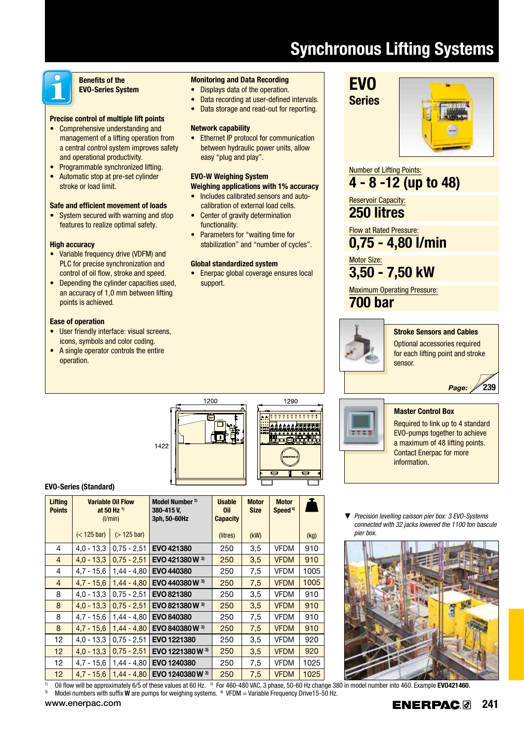# Synchronous Lifting Systems

**Benefits of the EVO-Series System**

**Precise control of multiple lift points**

- Comprehensive understanding and management of a lifting operation from a central control system improves safety and operational productivity.
- Programmable synchronized lifting.
- Automatic stop at pre-set cylinder stroke or load limit.

**Safe and efficient movement of loads**

- System secured with warning and stop features to realize optimal safety.

**High accuracy**

- Variable frequency drive (VDFM) and PLC for precise synchronization and control of oil flow, stroke and speed.
- Depending the cylinder capacities used, an accuracy of 1,0 mm between lifting points is achieved.

**Ease of operation**

- User friendly interface: visual screens, icons, symbols and color coding.
- A single operator controls the entire operation.

**Monitoring and Data Recording**

- Displays data of the operation.
- Data recording at user-defined intervals.
- Data storage and read-out for reporting.

**Network capability**

- Ethernet IP protocol for communication between hydraulic power units, allow easy "plug and play".

**EVO-W Weighing System**
**Weighing applications with 1% accuracy**

- Includes calibrated sensors and auto-calibration of external load cells.
- Center of gravity determination functionality.
- Parameters for "waiting time for stabilization" and "number of cycles".

**Global standardized system**

- Enerpac global coverage ensures local support.

## EVO Series

Number of Lifting Points:
**4 - 8 -12 (up to 48)**

Reservoir Capacity:
**250 litres**

Flow at Rated Pressure:
**0,75 - 4,80 l/min**

Motor Size:
**3,50 - 7,50 kW**

Maximum Operating Pressure:
**700 bar**

**Stroke Sensors and Cables**

Optional accessories required for each lifting point and stroke sensor.

Page: 239

**Master Control Box**

Required to link up to 4 standard EVO-pumps together to achieve a maximum of 48 lifting points. Contact Enerpac for more information.

1200
1290
1422

**EVO-Series (Standard)**

| Lifting Points | Variable Oil Flow at 50 Hz [1] (l/min) | | Model Number [2] 380-415 V, 3ph, 50-60Hz | Usable Oil Capacity | Motor Size | Motor Speed [4] | |
|---|---|---|---|---|---|---|---|
| | (< 125 bar) | (> 125 bar) | | (litres) | (kW) | | (kg) |
| 4 | 4,0 - 13,3 | 0,75 - 2,51 | **EVO 421380** | 250 | 3,5 | VFDM | 910 |
| 4 | 4,0 - 13,3 | 0,75 - 2,51 | **EVO 421380 W** [3] | 250 | 3,5 | VFDM | 910 |
| 4 | 4,7 - 15,6 | 1,44 - 4,80 | **EVO 440380** | 250 | 7,5 | VFDM | 1005 |
| 4 | 4,7 - 15,6 | 1,44 - 4,80 | **EVO 440380 W** [3] | 250 | 7,5 | VFDM | 1005 |
| 8 | 4,0 - 13,3 | 0,75 - 2,51 | **EVO 821380** | 250 | 3,5 | VFDM | 910 |
| 8 | 4,0 - 13,3 | 0,75 - 2,51 | **EVO 821380 W** [3] | 250 | 3,5 | VFDM | 910 |
| 8 | 4,7 - 15,6 | 1,44 - 4,80 | **EVO 840380** | 250 | 7,5 | VFDM | 910 |
| 8 | 4,7 - 15,6 | 1,44 - 4,80 | **EVO 840380 W** [3] | 250 | 7,5 | VFDM | 910 |
| 12 | 4,0 - 13,3 | 0,75 - 2,51 | **EVO 1221380** | 250 | 3,5 | VFDM | 920 |
| 12 | 4,0 - 13,3 | 0,75 - 2,51 | **EVO 1221380 W** [3] | 250 | 3,5 | VFDM | 920 |
| 12 | 4,7 - 15,6 | 1,44 - 4,80 | **EVO 1240380** | 250 | 7,5 | VFDM | 1025 |
| 12 | 4,7 - 15,6 | 1,44 - 4,80 | **EVO 1240380 W** [3] | 250 | 7,5 | VFDM | 1025 |

[1] Oil flow will be approximately 6/5 of these values at 60 Hz. [2] For 460-480 VAC, 3 phase, 50-60 Hz change 380 in model number into 460. Example **EVO421460.**
[3] Model numbers with suffix **W** are pumps for weighing systems. [4] VFDM = Variable Frequency Drive15-50 Hz.

▼ *Precision levelling caisson pier box: 3 EVO-Systems connected with 32 jacks lowered the 1100 ton bascule pier box.*

www.enerpac.com